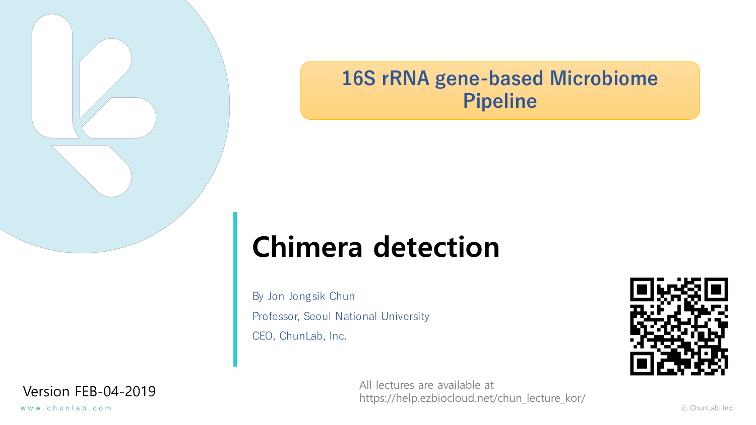16S rRNA gene-based Microbiome Pipeline

# Chimera detection

By Jon Jongsik Chun

Professor, Seoul National University

CEO, ChunLab, Inc.

Version FEB-04-2019

All lectures are available at
https://help.ezbiocloud.net/chun_lecture_kor/

www.chunlab.com

ⓒ ChunLab, Inc.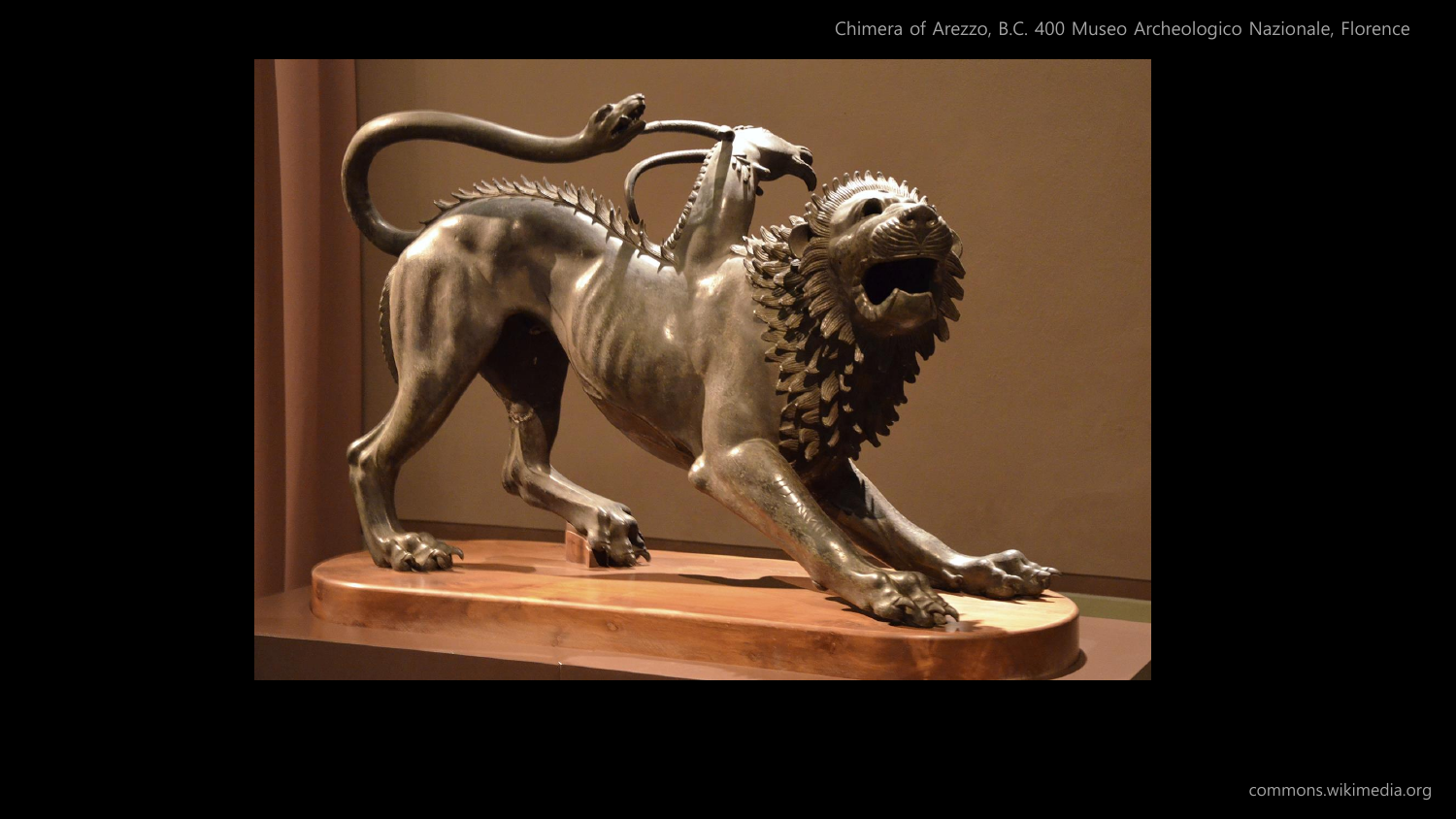Chimera of Arezzo, B.C. 400 Museo Archeologico Nazionale, Florence

commons.wikimedia.org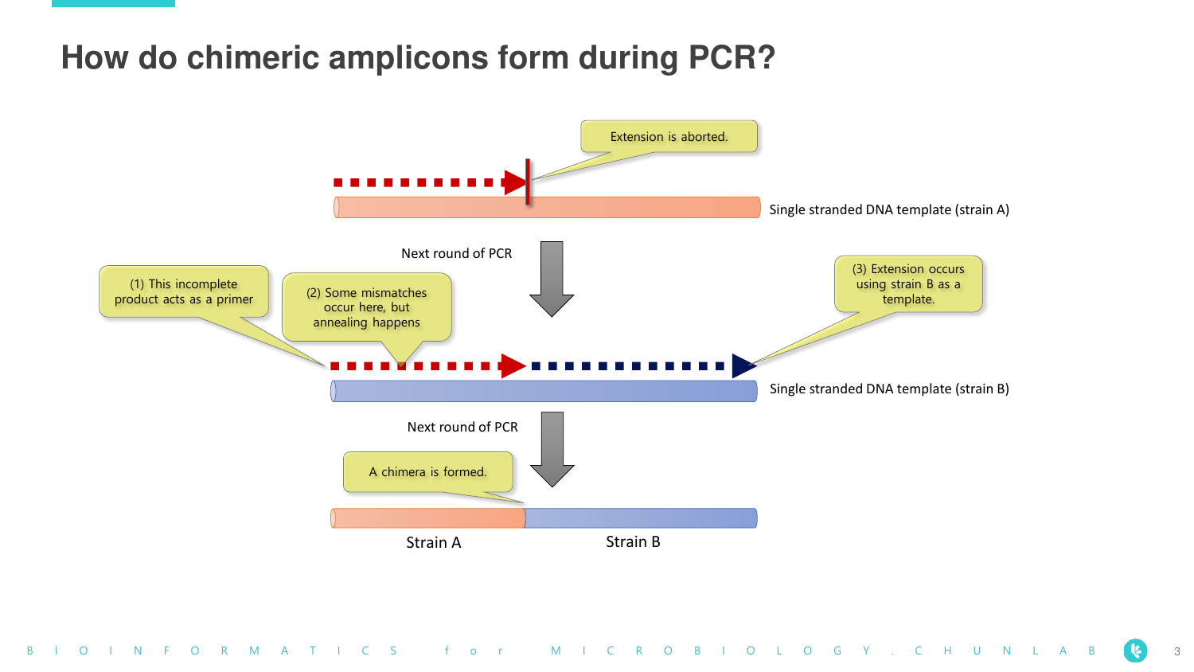# How do chimeric amplicons form during PCR?

Extension is aborted.

Single stranded DNA template (strain A)

Next round of PCR

(1) This incomplete product acts as a primer

(2) Some mismatches occur here, but annealing happens

(3) Extension occurs using strain B as a template.

Single stranded DNA template (strain B)

Next round of PCR

A chimera is formed.

Strain A

Strain B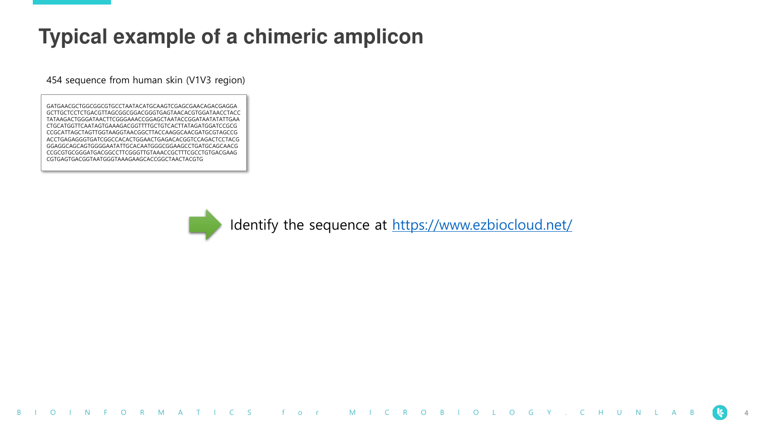# Typical example of a chimeric amplicon

454 sequence from human skin (V1V3 region)

```
GATGAACGCTGGCGGCGTGCCTAATACATGCAAGTCGAGCGAACAGACGAGGA
GCTTGCTCCTCTGACGTTAGCGGCGGACGGGTGAGTAACACGTGGATAACCTACC
TATAAGACTGGGATAACTTCGGGAAACCGGAGCTAATACCGGATAATATATTGAA
CTGCATGGTTCAATAGTGAAAGACGGTTTTGCTGTCACTTATAGATGGATCCGCG
CCGCATTAGCTAGTTGGTAAGGTAACGGCTTACCAAGGCAACGATGCGTAGCCG
ACCTGAGAGGGTGATCGGCCACACTGGAACTGAGACACGGTCCAGACTCCTACG
GGAGGCAGCAGTGGGGAATATTGCACAATGGGCGGAAGCCTGATGCAGCAACG
CCGCGTGCGGGATGACGGCCTTCGGGTTGTAAACCGCTTTCGCCTGTGACGAAG
CGTGAGTGACGGTAATGGGTAAAGAAGCACCGGCTAACTACGTG
```

Identify the sequence at https://www.ezbiocloud.net/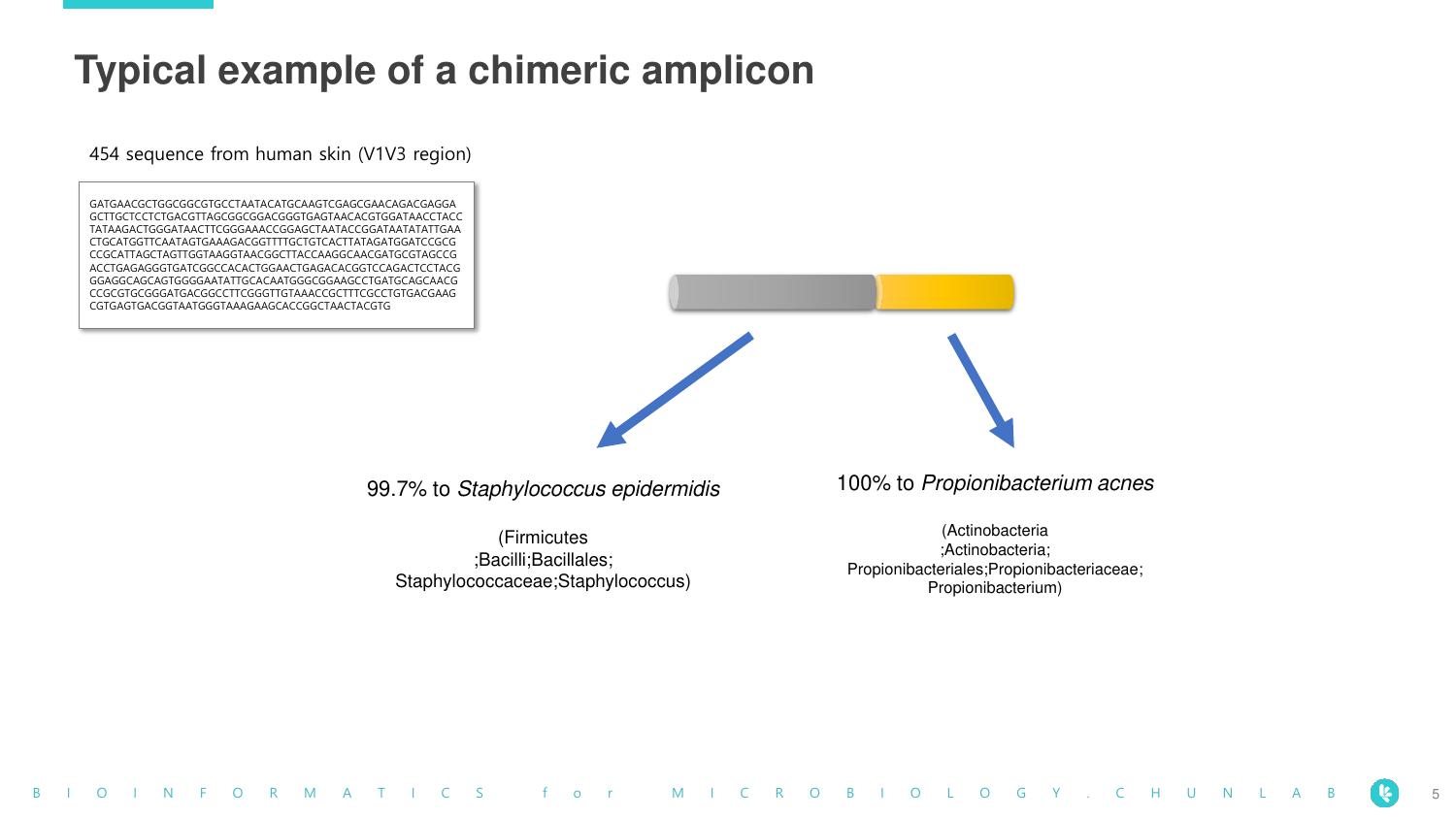# Typical example of a chimeric amplicon

454 sequence from human skin (V1V3 region)

```
GATGAACGCTGGCGGCGTGCCTAATACATGCAAGTCGAGCGAACAGACGAGGA
GCTTGCTCCTCTGACGTTAGCGGCGGACGGGTGAGTAACACGTGGATAACCTACC
TATAAGACTGGGATAACTTCGGGAAACCGGAGCTAATACCGGATAATATATTGAA
CTGCATGGTTCAATAGTGAAAGACGGTTTTGCTGTCACTTATAGATGGATCCGCG
CCGCATTAGCTAGTTGGTAAGGTAACGGCTTACCAAGGCAACGATGCGTAGCCG
ACCTGAGAGGGTGATCGGCCACACTGGAACTGAGACACGGTCCAGACTCCTACG
GGAGGCAGCAGTGGGGAATATTGCACAATGGGCGGAAGCCTGATGCAGCAACG
CCGCGTGCGGGATGACGGCCTTCGGGTTGTAAACCGCTTTCGCCTGTGACGAAG
CGTGAGTGACGGTAATGGGTAAAGAAGCACCGGCTAACTACGTG
```

99.7% to *Staphylococcus epidermidis*

(Firmicutes;Bacilli;Bacillales;Staphylococcaceae;Staphylococcus)

100% to *Propionibacterium acnes*

(Actinobacteria;Actinobacteria;Propionibacteriales;Propionibacteriaceae;Propionibacterium)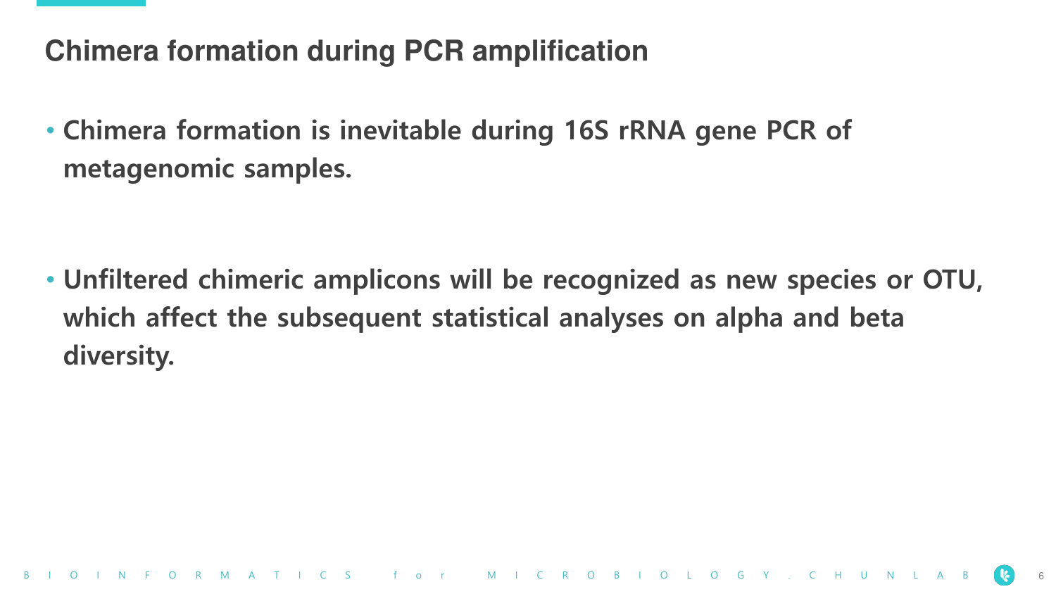## Chimera formation during PCR amplification

- **Chimera formation is inevitable during 16S rRNA gene PCR of metagenomic samples.**

- **Unfiltered chimeric amplicons will be recognized as new species or OTU, which affect the subsequent statistical analyses on alpha and beta diversity.**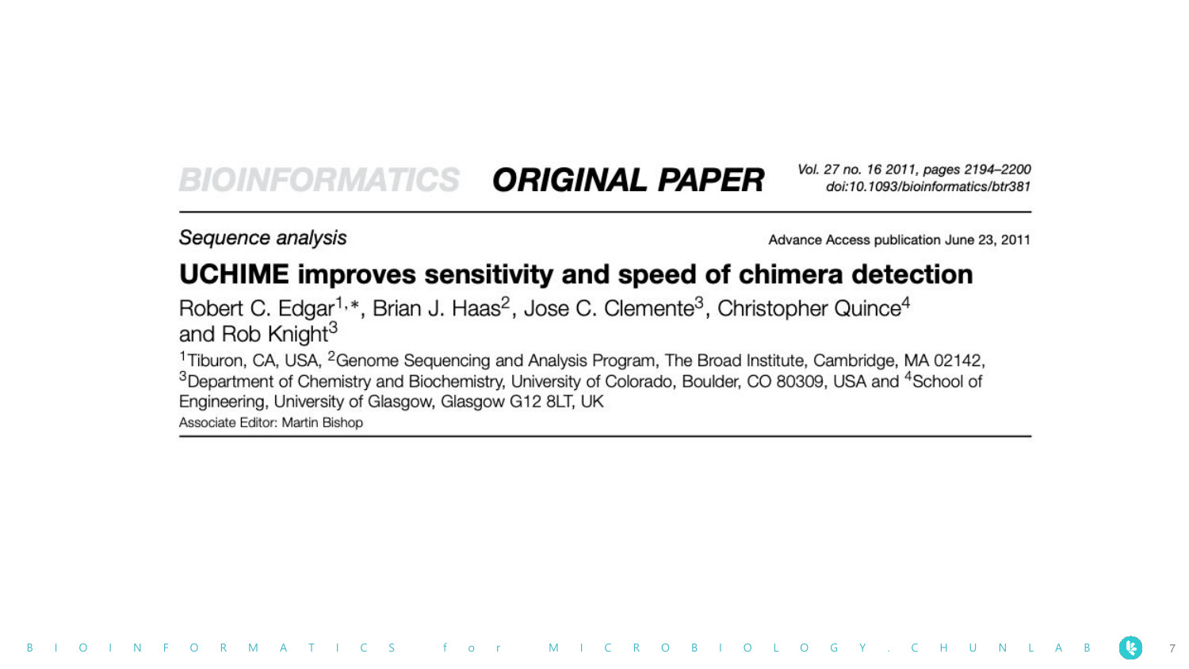BIOINFORMATICS **ORIGINAL PAPER**

*Vol. 27 no. 16 2011, pages 2194–2200*
*doi:10.1093/bioinformatics/btr381*

*Sequence analysis*

Advance Access publication June 23, 2011

# UCHIME improves sensitivity and speed of chimera detection

Robert C. Edgar[1,*], Brian J. Haas[2], Jose C. Clemente[3], Christopher Quince[4] and Rob Knight[3]

[1]Tiburon, CA, USA, [2]Genome Sequencing and Analysis Program, The Broad Institute, Cambridge, MA 02142, [3]Department of Chemistry and Biochemistry, University of Colorado, Boulder, CO 80309, USA and [4]School of Engineering, University of Glasgow, Glasgow G12 8LT, UK

Associate Editor: Martin Bishop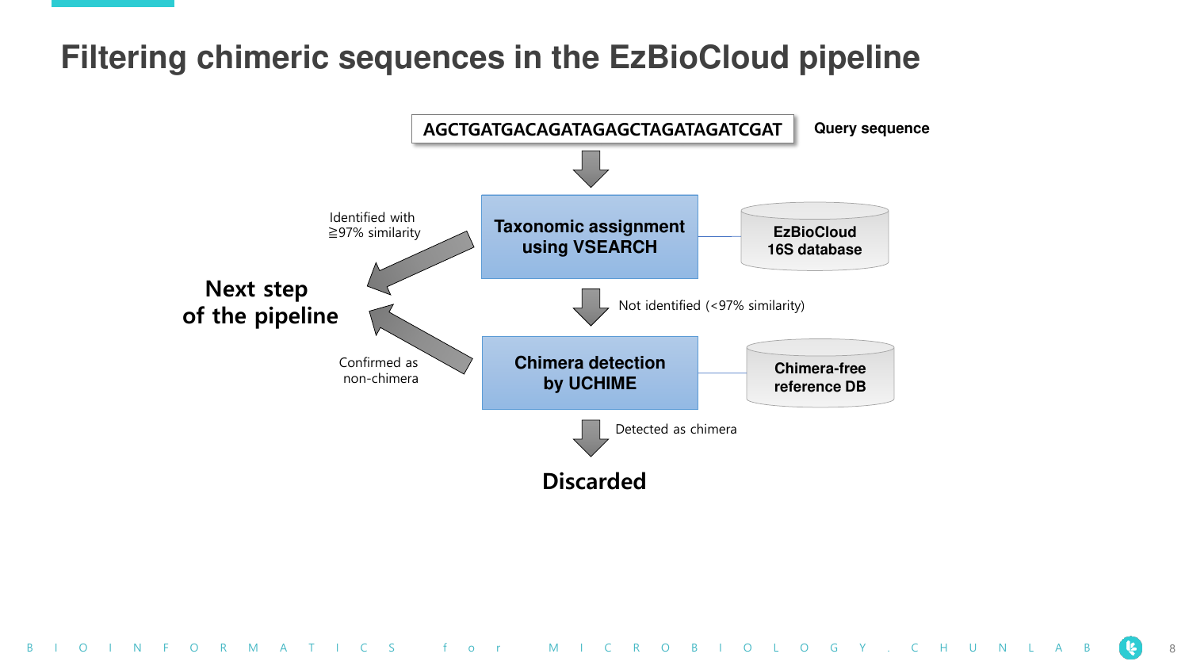# Filtering chimeric sequences in the EzBioCloud pipeline

AGCTGATGACAGATAGAGCTAGATAGATCGAT

Query sequence

**Taxonomic assignment using VSEARCH**

EzBioCloud 16S database

Identified with ≧97% similarity

**Next step of the pipeline**

Not identified (<97% similarity)

**Chimera detection by UCHIME**

Chimera-free reference DB

Confirmed as non-chimera

Detected as chimera

**Discarded**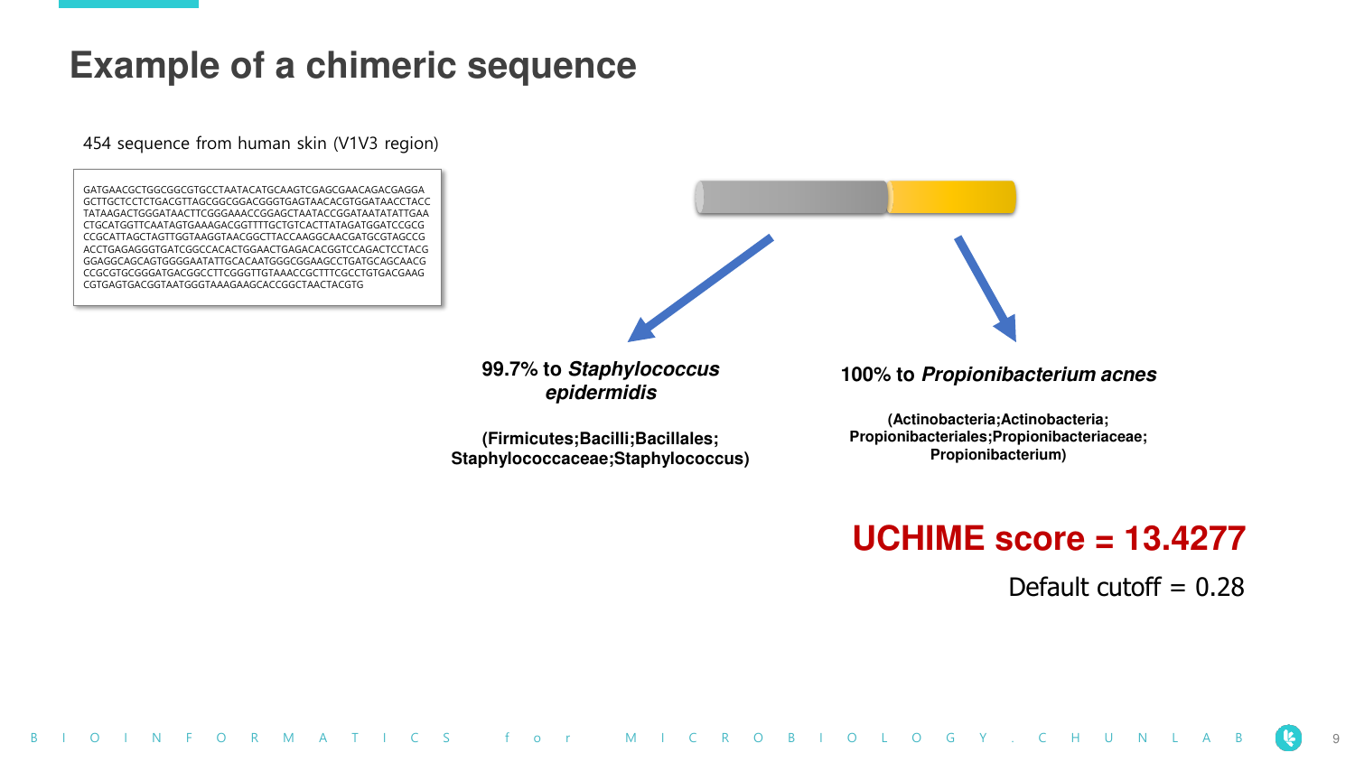# Example of a chimeric sequence

454 sequence from human skin (V1V3 region)

```
GATGAACGCTGGCGGCGTGCCTAATACATGCAAGTCGAGCGAACAGACGAGGA
GCTTGCTCCTCTGACGTTAGCGGCGGACGGGTGAGTAACACGTGGATAACCTACC
TATAAGACTGGGATAACTTCGGGAAACCGGAGCTAATACCGGATAATATATTGAA
CTGCATGGTTCAATAGTGAAAGACGGTTTTGCTGTCACTTATAGATGGATCCGCG
CCGCATTAGCTAGTTGGTAAGGTAACGGCTTACCAAGGCAACGATGCGTAGCCG
ACCTGAGAGGGTGATCGGCCACACTGGAACTGAGACACGGTCCAGACTCCTACG
GGAGGCAGCAGTGGGGAATATTGCACAATGGGCGGAAGCCTGATGCAGCAACG
CCGCGTGCGGGATGACGGCCTTCGGGTTGTAAACCGCTTTCGCCTGTGACGAAG
CGTGAGTGACGGTAATGGGTAAAGAAGCACCGGCTAACTACGTG
```

**99.7% to *Staphylococcus epidermidis***

**(Firmicutes;Bacilli;Bacillales;Staphylococcaceae;Staphylococcus)**

**100% to *Propionibacterium acnes***

**(Actinobacteria;Actinobacteria;Propionibacteriales;Propionibacteriaceae;Propionibacterium)**

**UCHIME score = 13.4277**

Default cutoff = 0.28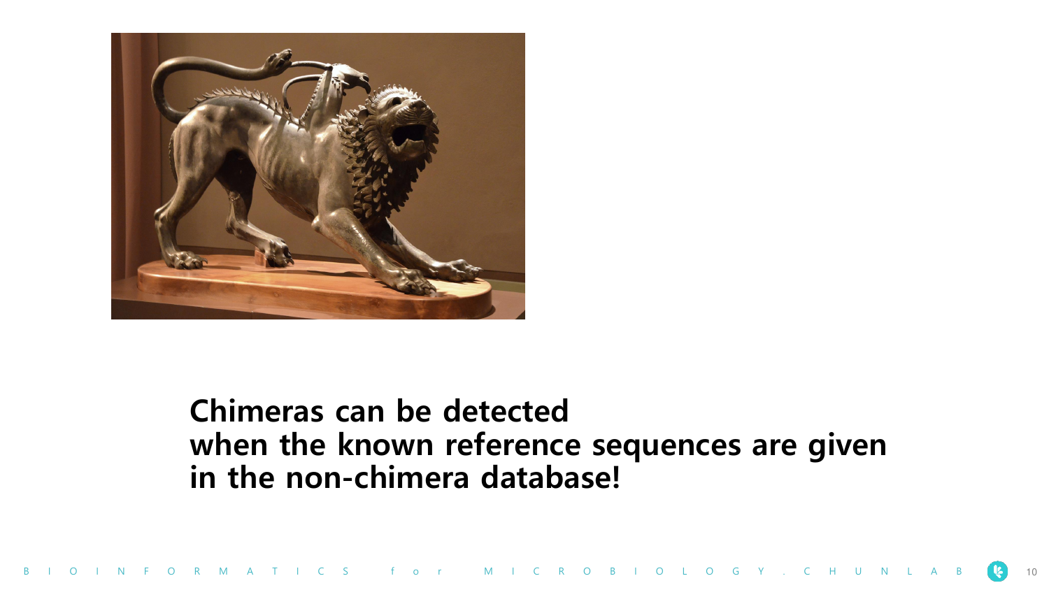**Chimeras can be detected when the known reference sequences are given in the non-chimera database!**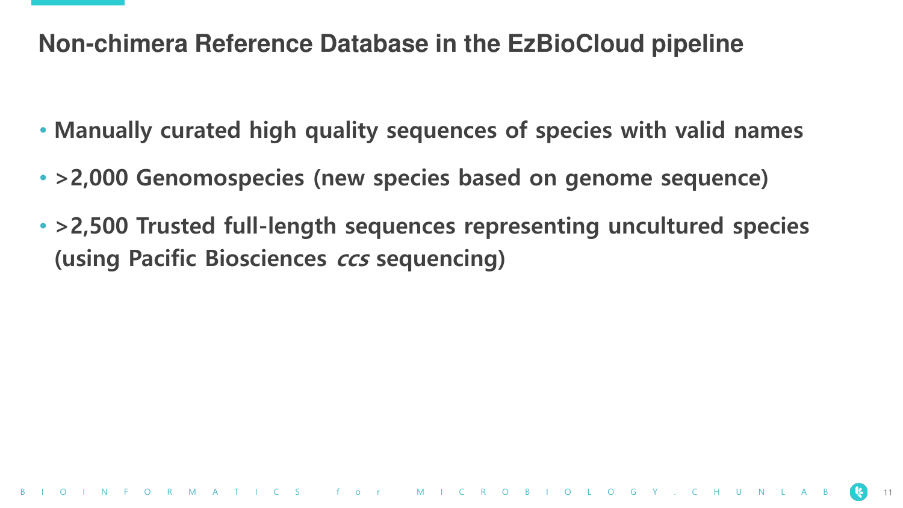# Non-chimera Reference Database in the EzBioCloud pipeline

- **Manually curated high quality sequences of species with valid names**
- **>2,000 Genomospecies (new species based on genome sequence)**
- **>2,500 Trusted full-length sequences representing uncultured species (using Pacific Biosciences *ccs* sequencing)**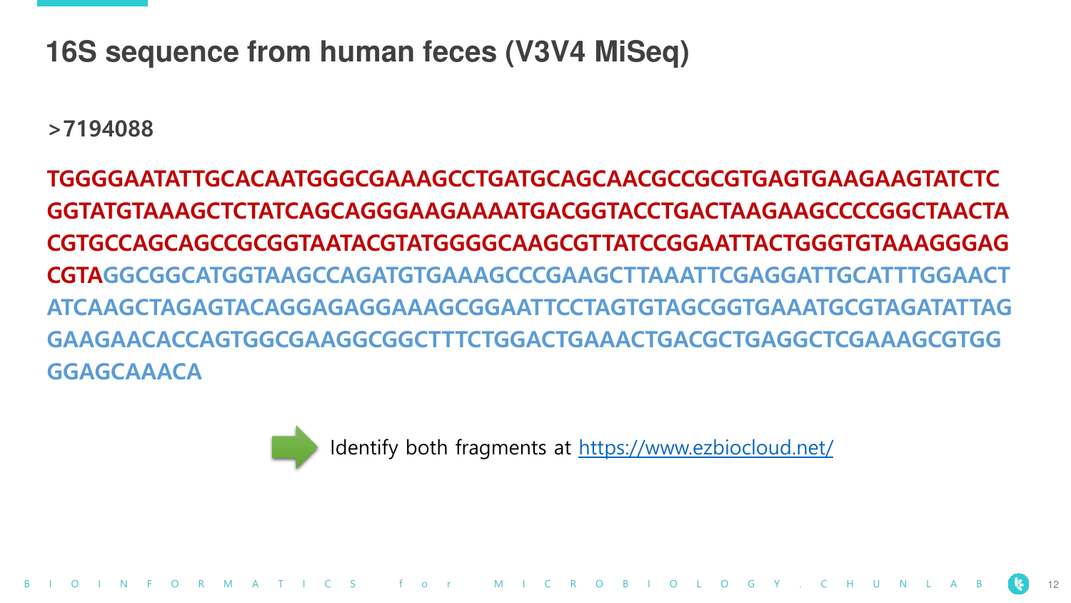# 16S sequence from human feces (V3V4 MiSeq)

**>7194088**

**TGGGGAATATTGCACAATGGGCGAAAGCCTGATGCAGCAACGCCGCGTGAGTGAAGAAGTATCTC GGTATGTAAAGCTCTATCAGCAGGGAAGAAAATGACGGTACCTGACTAAGAAGCCCCGGCTAACTA CGTGCCAGCAGCCGCGGTAATACGTATGGGGCAAGCGTTATCCGGAATTACTGGGTGTAAAGGGAG CGTA**GGCGGCATGGTAAGCCAGATGTGAAAGCCCGAAGCTTAAATTCGAGGATTGCATTTGGAACT ATCAAGCTAGAGTACAGGAGAGGAAAGCGGAATTCCTAGTGTAGCGGTGAAATGCGTAGATATTAG GAAGAACACCAGTGGCGAAGGCGGCTTTCTGGACTGAAACTGACGCTGAGGCTCGAAAGCGTGG GGAGCAAACA

Identify both fragments at https://www.ezbiocloud.net/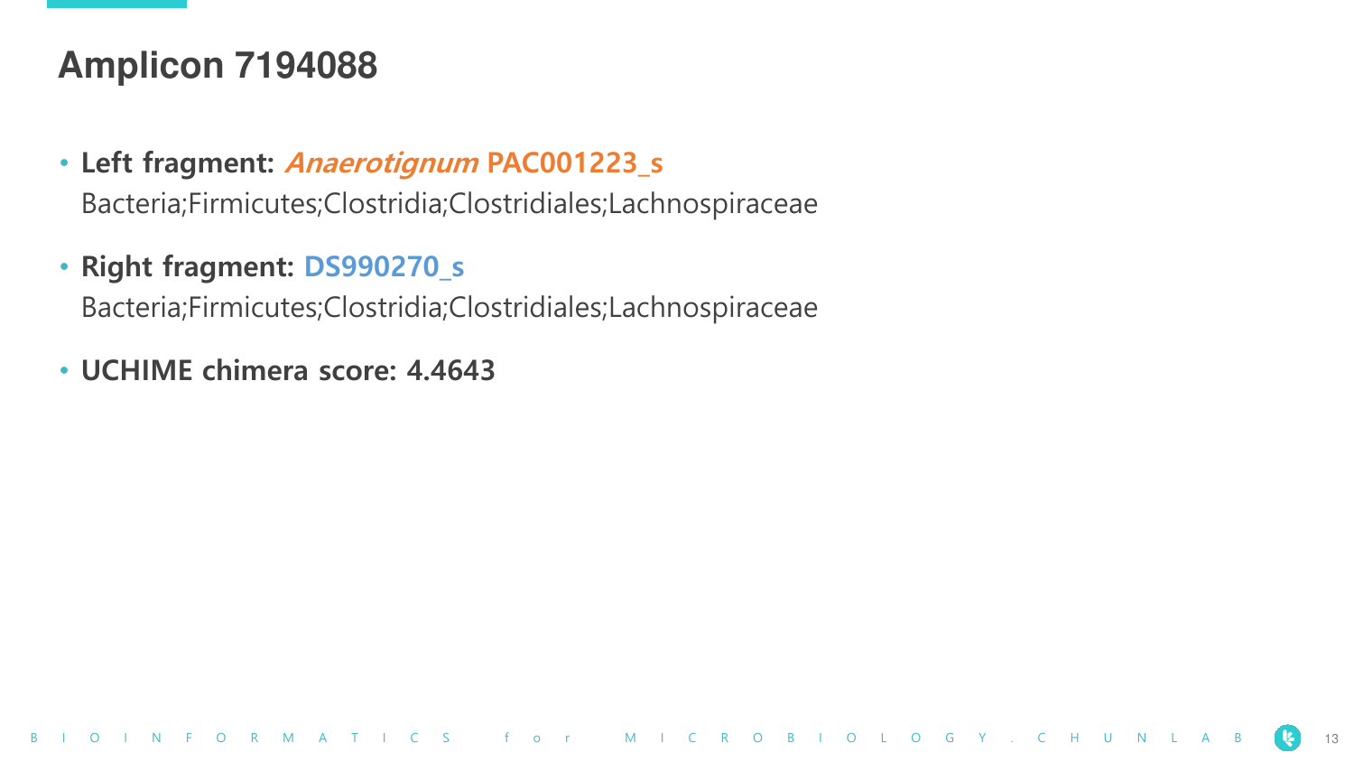# Amplicon 7194088

- **Left fragment: *Anaerotignum* PAC001223_s**
  Bacteria;Firmicutes;Clostridia;Clostridiales;Lachnospiraceae
- **Right fragment: DS990270_s**
  Bacteria;Firmicutes;Clostridia;Clostridiales;Lachnospiraceae
- **UCHIME chimera score: 4.4643**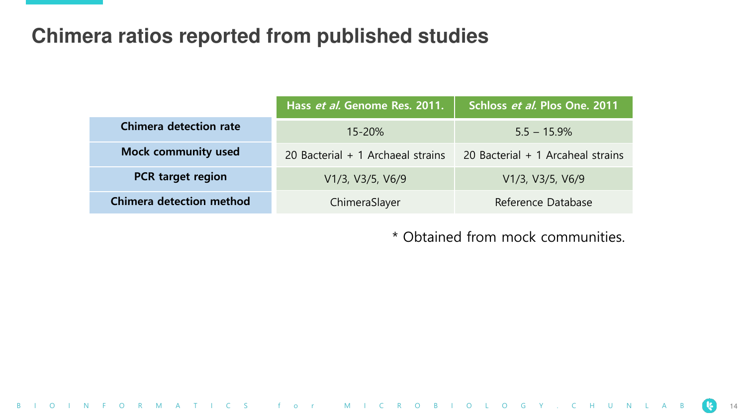# Chimera ratios reported from published studies

| | Hass *et al.* Genome Res. 2011. | Schloss *et al.* Plos One. 2011 |
|---|---|---|
| **Chimera detection rate** | 15-20% | 5.5 – 15.9% |
| **Mock community used** | 20 Bacterial + 1 Archaeal strains | 20 Bacterial + 1 Arcaheal strains |
| **PCR target region** | V1/3, V3/5, V6/9 | V1/3, V3/5, V6/9 |
| **Chimera detection method** | ChimeraSlayer | Reference Database |

* Obtained from mock communities.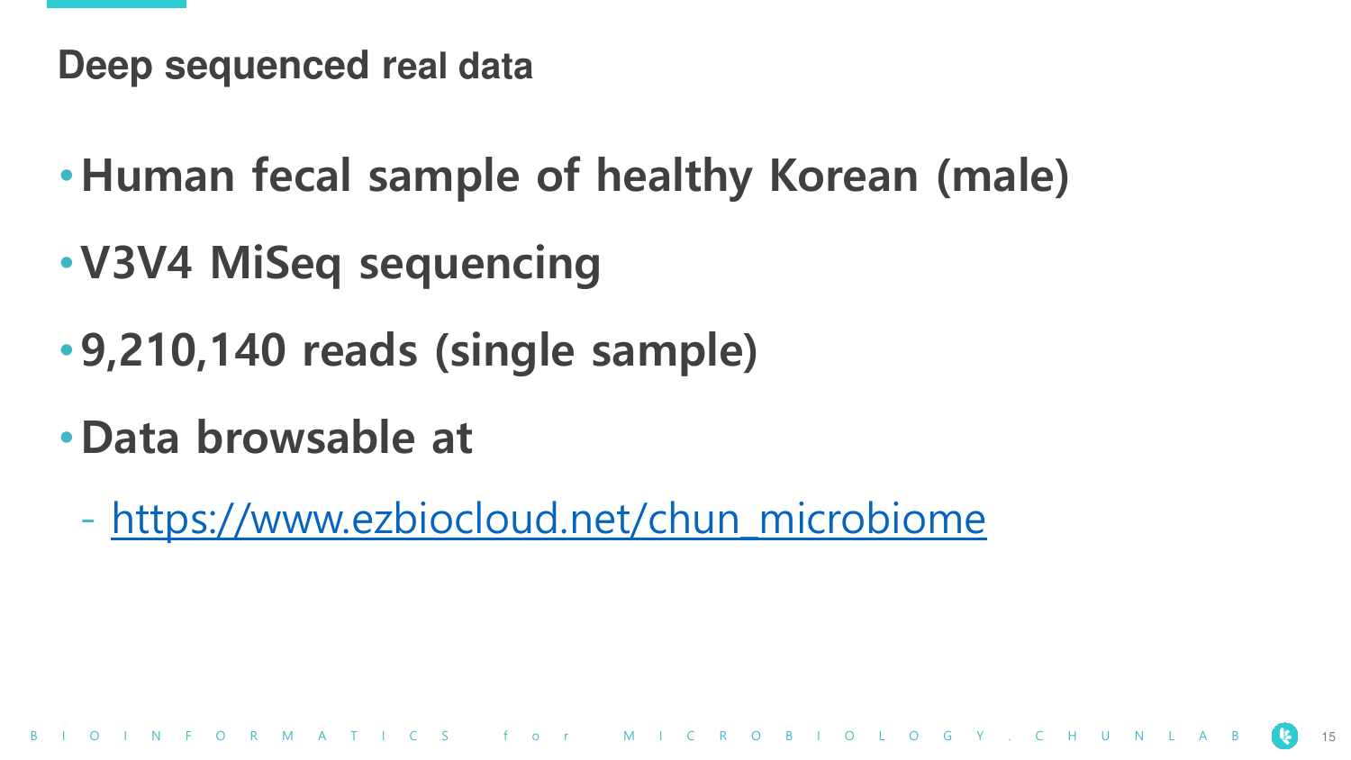## Deep sequenced real data

- **Human fecal sample of healthy Korean (male)**
- **V3V4 MiSeq sequencing**
- **9,210,140 reads (single sample)**
- **Data browsable at**
  - https://www.ezbiocloud.net/chun_microbiome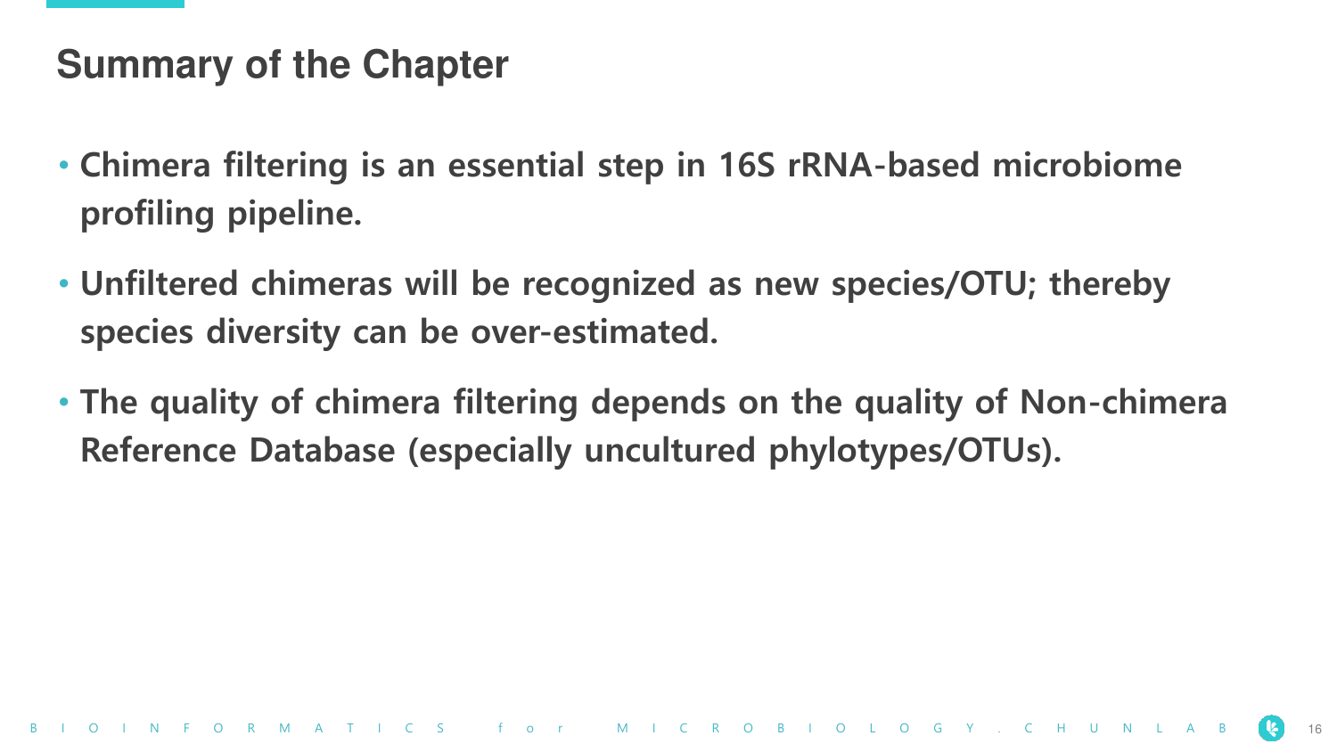## Summary of the Chapter

- **Chimera filtering is an essential step in 16S rRNA-based microbiome profiling pipeline.**
- **Unfiltered chimeras will be recognized as new species/OTU; thereby species diversity can be over-estimated.**
- **The quality of chimera filtering depends on the quality of Non-chimera Reference Database (especially uncultured phylotypes/OTUs).**